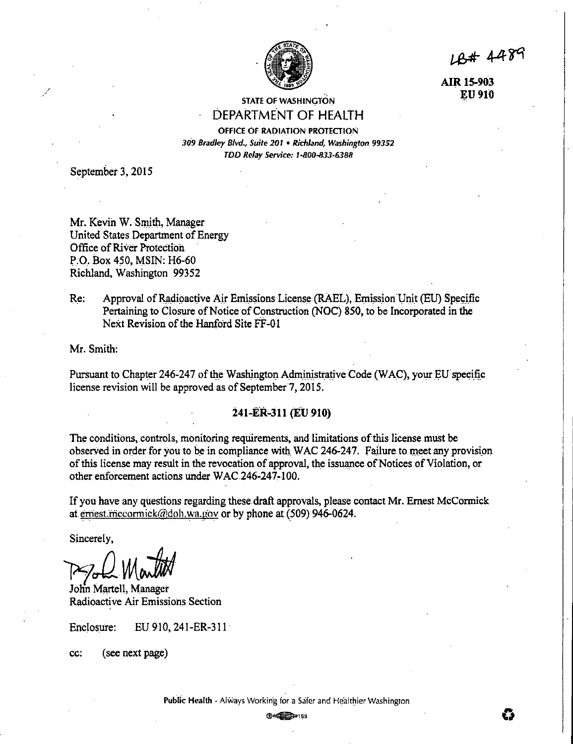LB# 4489

**AIR 15-903**
**EU 910**

STATE OF WASHINGTON
DEPARTMENT OF HEALTH
OFFICE OF RADIATION PROTECTION
*309 Bradley Blvd., Suite 201 • Richland, Washington 99352*
*TDD Relay Service: 1-800-833-6388*

September 3, 2015

Mr. Kevin W. Smith, Manager
United States Department of Energy
Office of River Protection
P.O. Box 450, MSIN: H6-60
Richland, Washington 99352

Re: Approval of Radioactive Air Emissions License (RAEL), Emission Unit (EU) Specific Pertaining to Closure of Notice of Construction (NOC) 850, to be Incorporated in the Next Revision of the Hanford Site FF-01

Mr. Smith:

Pursuant to Chapter 246-247 of the Washington Administrative Code (WAC), your EU specific license revision will be approved as of September 7, 2015.

**241-ER-311 (EU 910)**

The conditions, controls, monitoring requirements, and limitations of this license must be observed in order for you to be in compliance with WAC 246-247. Failure to meet any provision of this license may result in the revocation of approval, the issuance of Notices of Violation, or other enforcement actions under WAC 246-247-100.

If you have any questions regarding these draft approvals, please contact Mr. Ernest McCormick at ernest.mccormick@doh.wa.gov or by phone at (509) 946-0624.

Sincerely,

John Martell, Manager
Radioactive Air Emissions Section

Enclosure: EU 910, 241-ER-311

cc: (see next page)

Public Health - Always Working for a Safer and Healthier Washington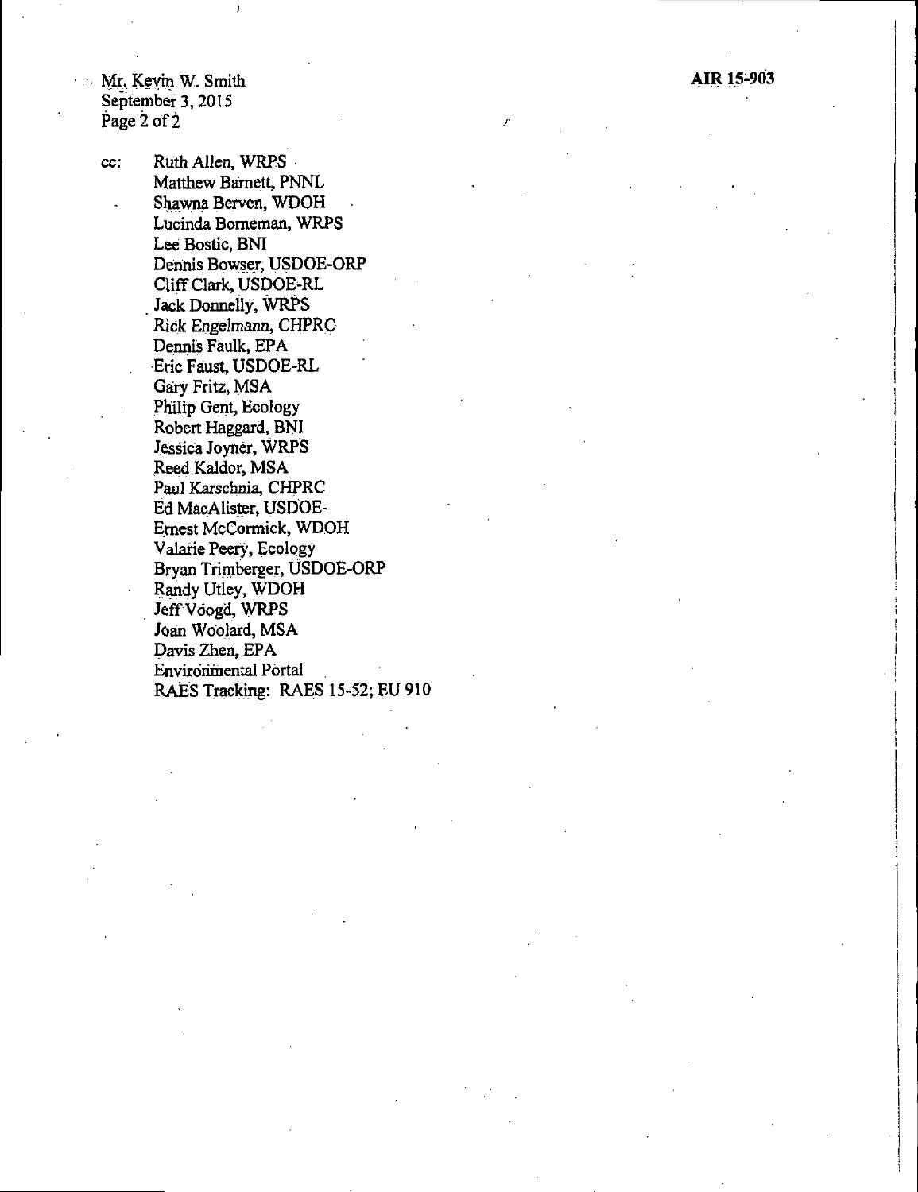cc: Ruth Allen, WRPS
Matthew Barnett, PNNL
Shawna Berven, WDOH
Lucinda Borneman, WRPS
Lee Bostic, BNI
Dennis Bowser, USDOE-ORP
Cliff Clark, USDOE-RL
Jack Donnelly, WRPS
Rick Engelmann, CHPRC
Dennis Faulk, EPA
Eric Faust, USDOE-RL
Gary Fritz, MSA
Philip Gent, Ecology
Robert Haggard, BNI
Jessica Joyner, WRPS
Reed Kaldor, MSA
Paul Karschnia, CHPRC
Ed MacAlister, USDOE-
Ernest McCormick, WDOH
Valarie Peery, Ecology
Bryan Trimberger, USDOE-ORP
Randy Utley, WDOH
Jeff Voogd, WRPS
Joan Woolard, MSA
Davis Zhen, EPA
Environmental Portal
RAES Tracking: RAES 15-52; EU 910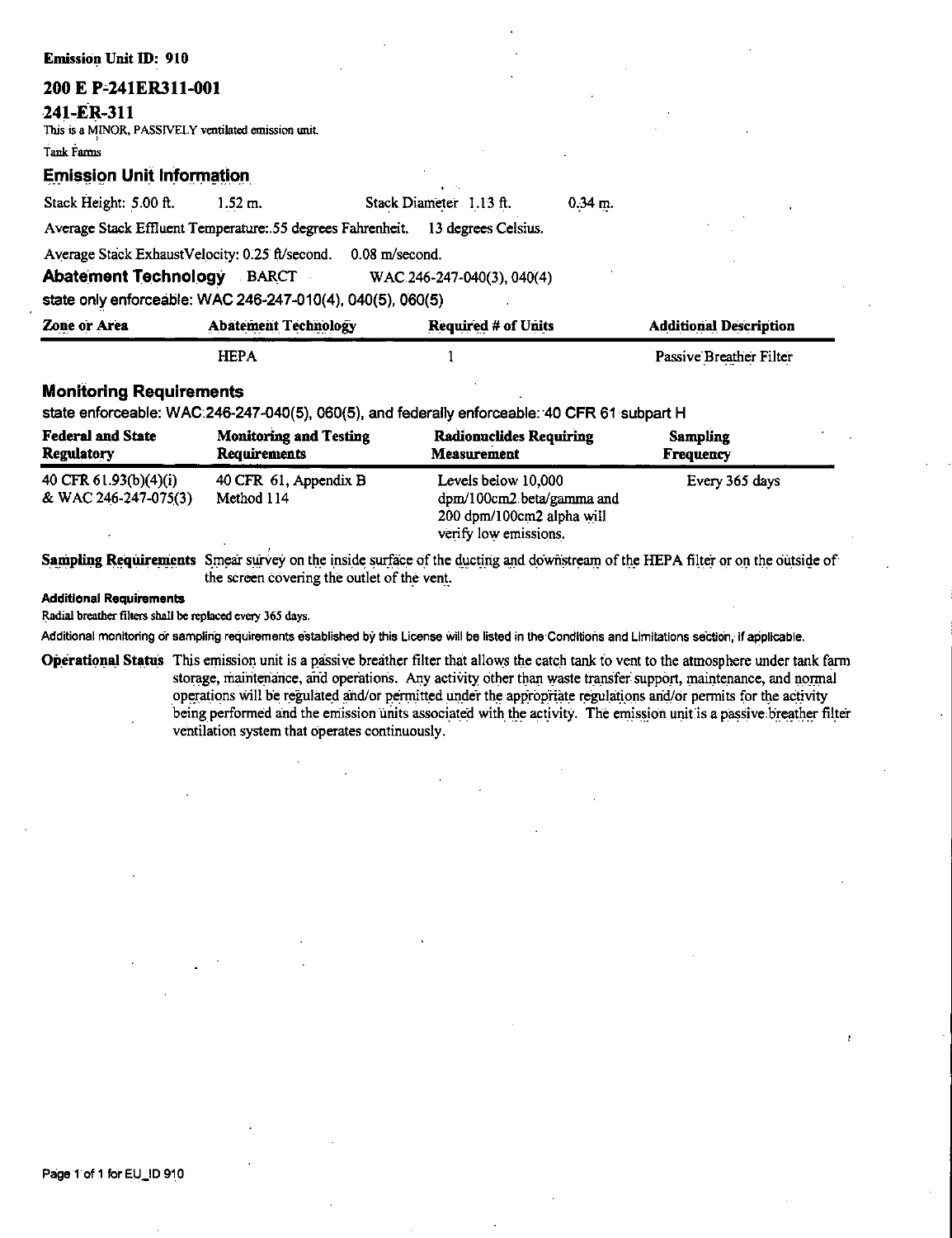**Emission Unit ID: 910**

## 200 E P-241ER311-001

## 241-ER-311

This is a MINOR, PASSIVELY ventilated emission unit.

Tank Farms

### Emission Unit Information

Stack Height: 5.00 ft. 1.52 m. Stack Diameter 1.13 ft. 0.34 m.

Average Stack Effluent Temperature: 55 degrees Fahrenheit. 13 degrees Celsius.

Average Stack ExhaustVelocity: 0.25 ft/second. 0.08 m/second.

**Abatement Technology** BARCT WAC 246-247-040(3), 040(4)

state only enforceable: WAC 246-247-010(4), 040(5), 060(5)

| Zone or Area | Abatement Technology | Required # of Units | Additional Description |
|---|---|---|---|
| | HEPA | 1 | Passive Breather Filter |

### Monitoring Requirements

state enforceable: WAC 246-247-040(5), 060(5), and federally enforceable: 40 CFR 61 subpart H

| Federal and State Regulatory | Monitoring and Testing Requirements | Radionuclides Requiring Measurement | Sampling Frequency |
|---|---|---|---|
| 40 CFR 61.93(b)(4)(i) & WAC 246-247-075(3) | 40 CFR 61, Appendix B Method 114 | Levels below 10,000 dpm/100cm2 beta/gamma and 200 dpm/100cm2 alpha will verify low emissions. | Every 365 days |

**Sampling Requirements** Smear survey on the inside surface of the ducting and downstream of the HEPA filter or on the outside of the screen covering the outlet of the vent.

**Additional Requirements**

Radial breather filters shall be replaced every 365 days.

Additional monitoring or sampling requirements established by this License will be listed in the Conditions and Limitations section, if applicable.

**Operational Status** This emission unit is a passive breather filter that allows the catch tank to vent to the atmosphere under tank farm storage, maintenance, and operations. Any activity other than waste transfer support, maintenance, and normal operations will be regulated and/or permitted under the appropriate regulations and/or permits for the activity being performed and the emission units associated with the activity. The emission unit is a passive breather filter ventilation system that operates continuously.